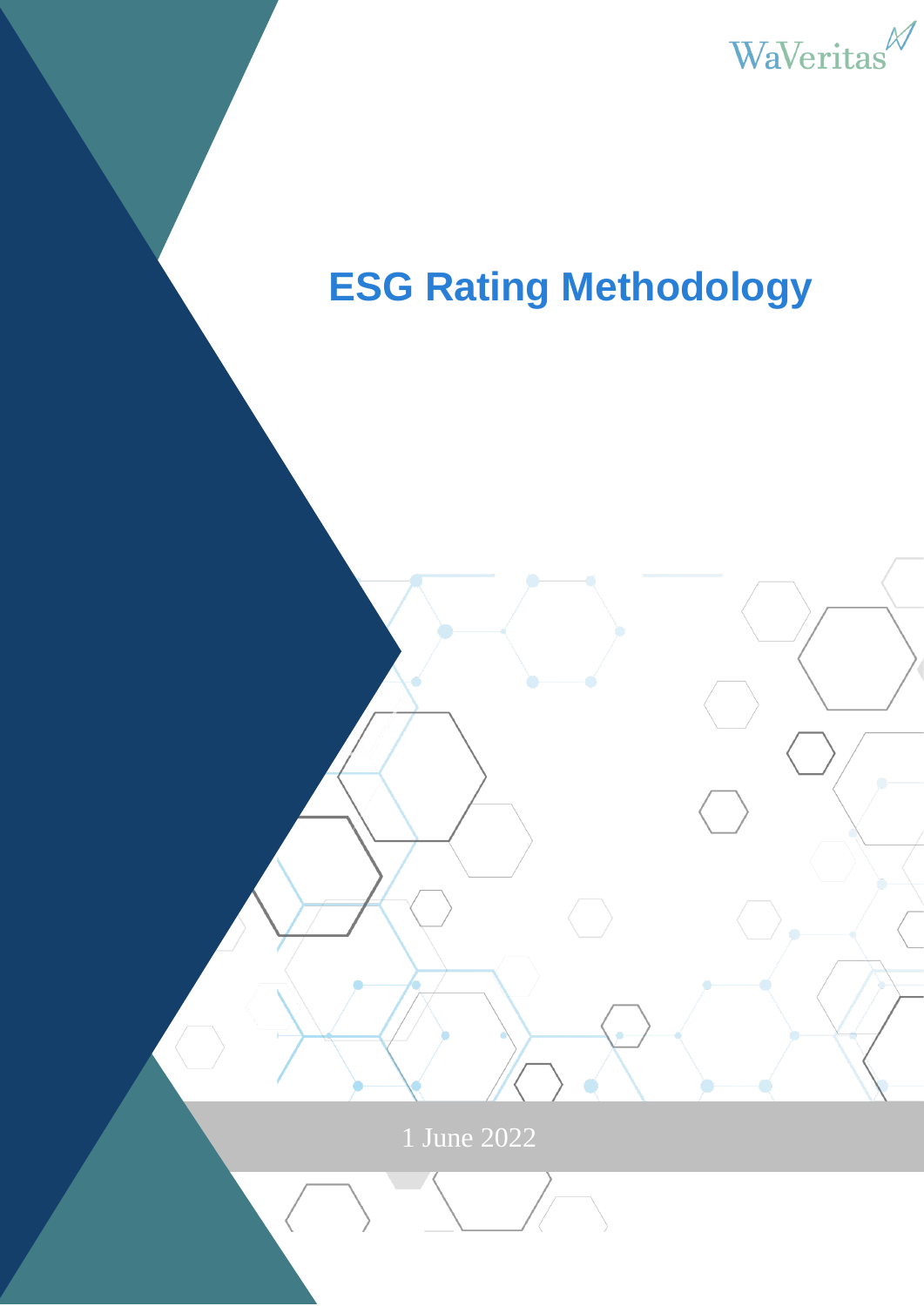WaVeritas

# ESG Rating Methodology

1 June 2022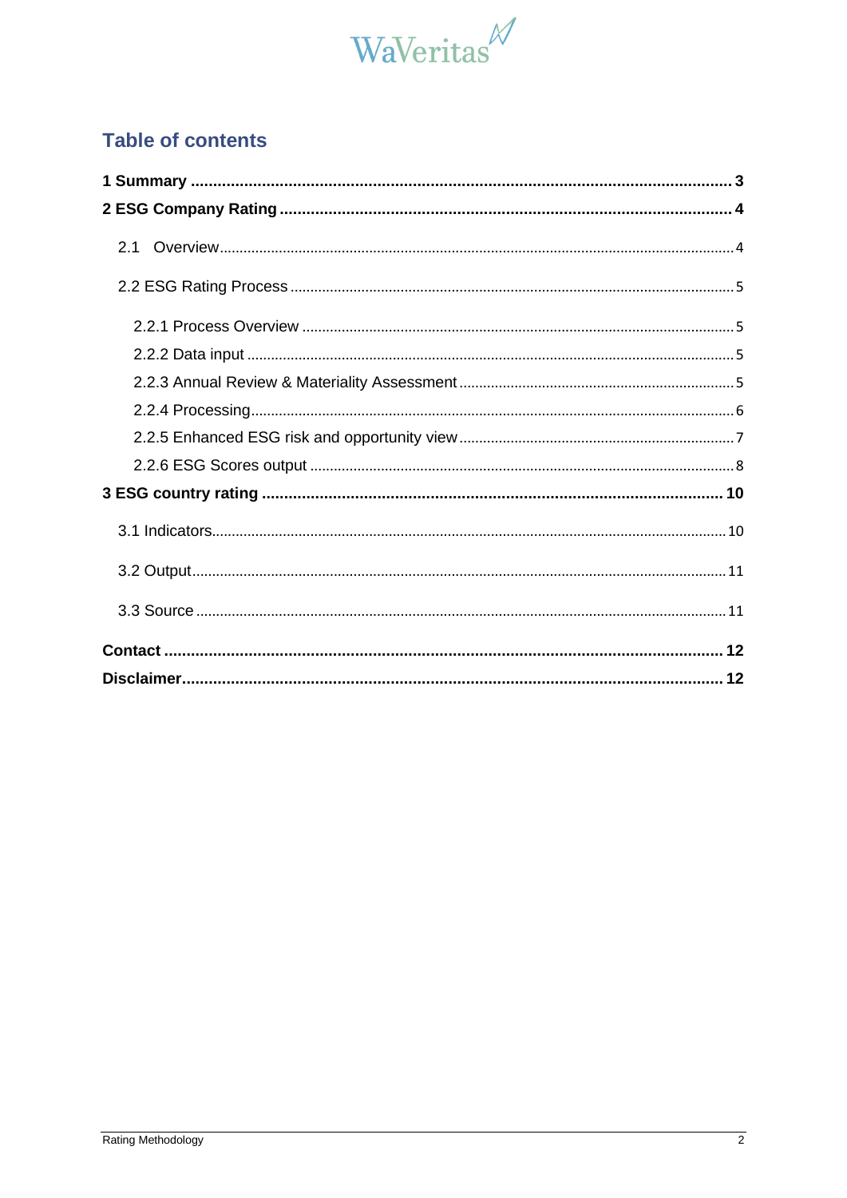## Table of contents

**1 Summary ........................................................................................................................ 3**

**2 ESG Company Rating ..................................................................................................... 4**

2.1 Overview ........................................................................................................................ 4

2.2 ESG Rating Process ........................................................................................................ 5

2.2.1 Process Overview ........................................................................................................ 5

2.2.2 Data input ................................................................................................................... 5

2.2.3 Annual Review & Materiality Assessment .................................................................... 5

2.2.4 Processing ................................................................................................................... 6

2.2.5 Enhanced ESG risk and opportunity view .................................................................... 7

2.2.6 ESG Scores output ....................................................................................................... 8

**3 ESG country rating ......................................................................................................... 10**

3.1 Indicators ....................................................................................................................... 10

3.2 Output ............................................................................................................................ 11

3.3 Source ............................................................................................................................ 11

**Contact ............................................................................................................................... 12**

**Disclaimer ............................................................................................................................ 12**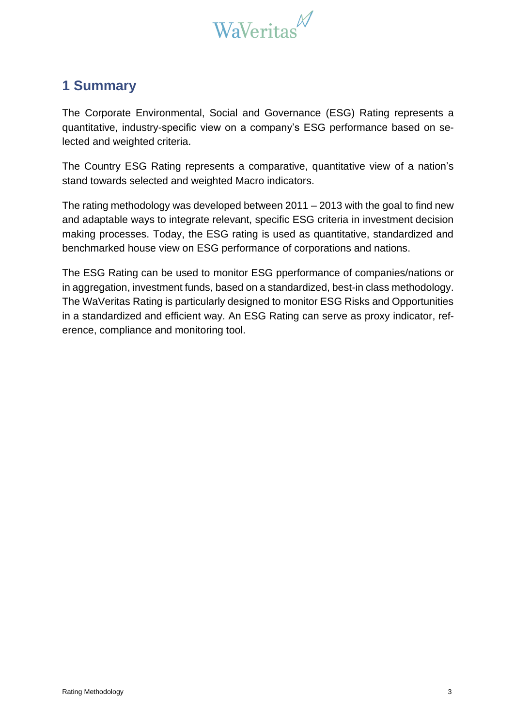# 1 Summary

The Corporate Environmental, Social and Governance (ESG) Rating represents a quantitative, industry-specific view on a company's ESG performance based on selected and weighted criteria.

The Country ESG Rating represents a comparative, quantitative view of a nation's stand towards selected and weighted Macro indicators.

The rating methodology was developed between 2011 – 2013 with the goal to find new and adaptable ways to integrate relevant, specific ESG criteria in investment decision making processes. Today, the ESG rating is used as quantitative, standardized and benchmarked house view on ESG performance of corporations and nations.

The ESG Rating can be used to monitor ESG pperformance of companies/nations or in aggregation, investment funds, based on a standardized, best-in class methodology. The WaVeritas Rating is particularly designed to monitor ESG Risks and Opportunities in a standardized and efficient way. An ESG Rating can serve as proxy indicator, reference, compliance and monitoring tool.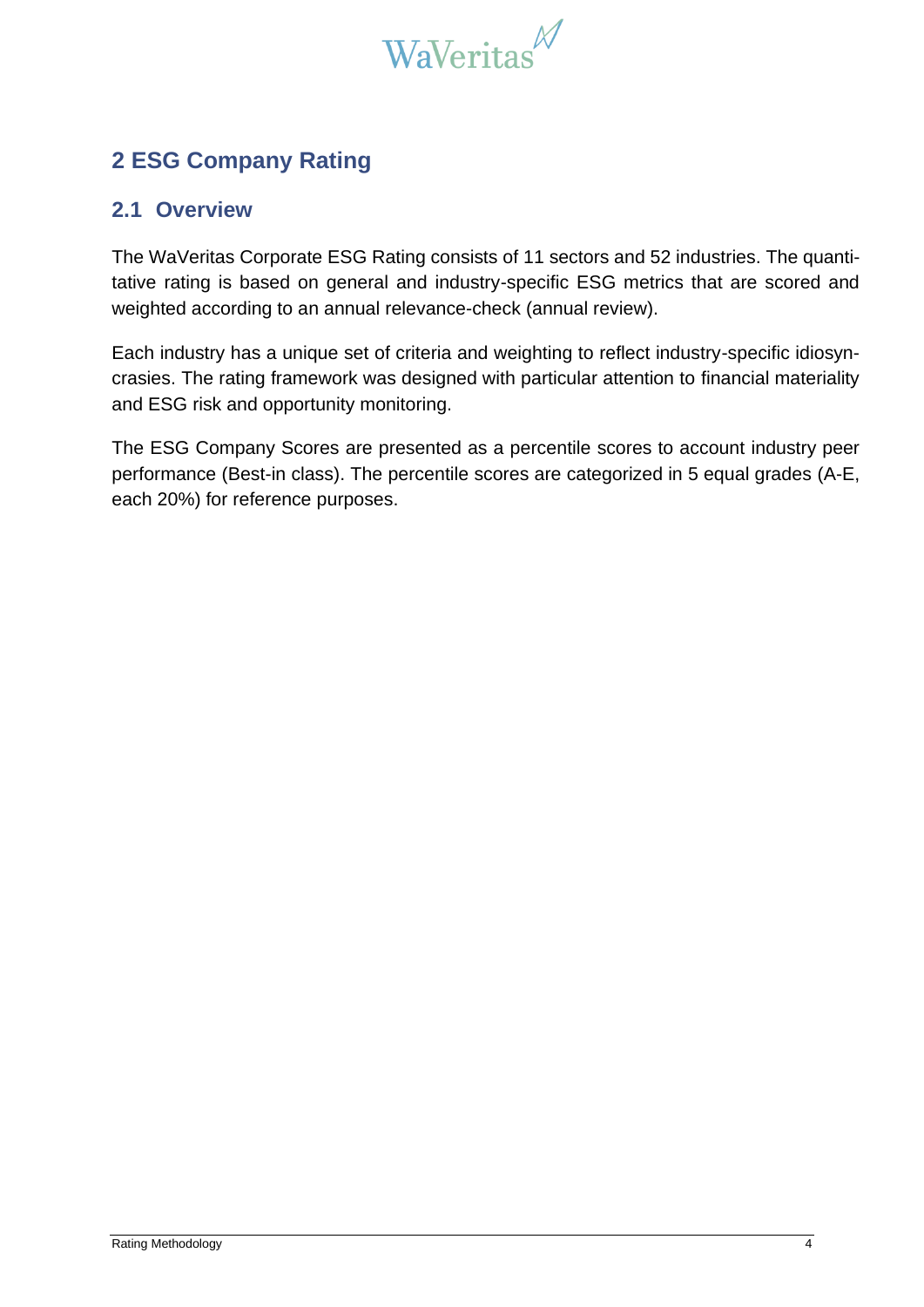# 2 ESG Company Rating

## 2.1 Overview

The WaVeritas Corporate ESG Rating consists of 11 sectors and 52 industries. The quantitative rating is based on general and industry-specific ESG metrics that are scored and weighted according to an annual relevance-check (annual review).

Each industry has a unique set of criteria and weighting to reflect industry-specific idiosyncrasies. The rating framework was designed with particular attention to financial materiality and ESG risk and opportunity monitoring.

The ESG Company Scores are presented as a percentile scores to account industry peer performance (Best-in class). The percentile scores are categorized in 5 equal grades (A-E, each 20%) for reference purposes.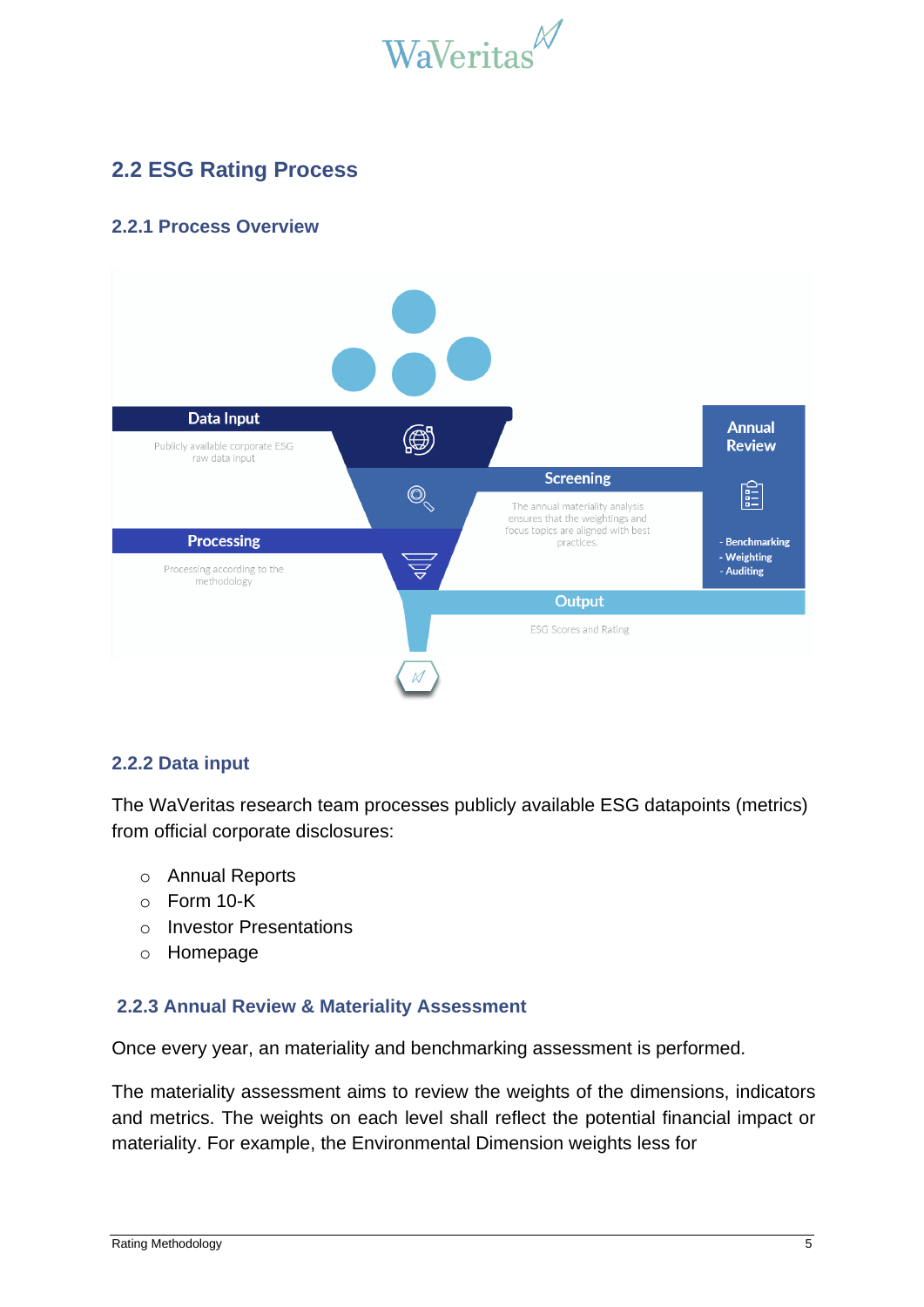## 2.2 ESG Rating Process

### 2.2.1 Process Overview

Data Input

Publicly available corporate ESG raw data input

Screening

The annual materiality analysis ensures that the weightings and focus topics are aligned with best practices.

Annual Review

- Benchmarking
- Weighting
- Auditing

Processing

Processing according to the methodology

Output

ESG Scores and Rating

### 2.2.2 Data input

The WaVeritas research team processes publicly available ESG datapoints (metrics) from official corporate disclosures:

- Annual Reports
- Form 10-K
- Investor Presentations
- Homepage

### 2.2.3 Annual Review & Materiality Assessment

Once every year, an materiality and benchmarking assessment is performed.

The materiality assessment aims to review the weights of the dimensions, indicators and metrics. The weights on each level shall reflect the potential financial impact or materiality. For example, the Environmental Dimension weights less for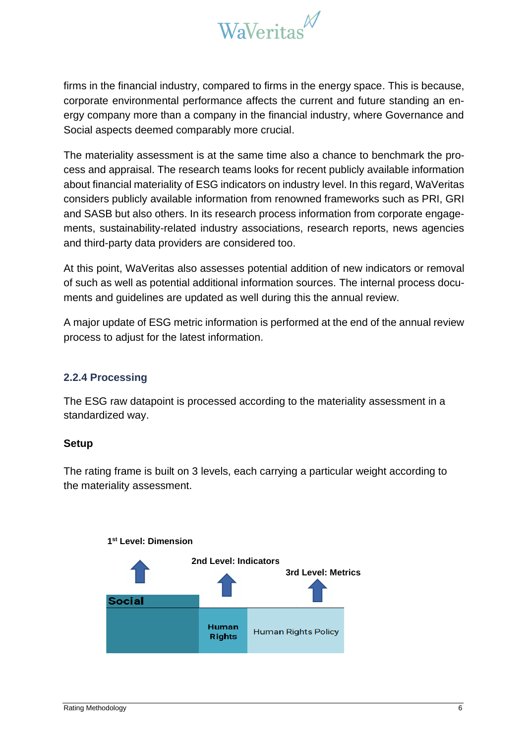firms in the financial industry, compared to firms in the energy space. This is because, corporate environmental performance affects the current and future standing an energy company more than a company in the financial industry, where Governance and Social aspects deemed comparably more crucial.

The materiality assessment is at the same time also a chance to benchmark the process and appraisal. The research teams looks for recent publicly available information about financial materiality of ESG indicators on industry level. In this regard, WaVeritas considers publicly available information from renowned frameworks such as PRI, GRI and SASB but also others. In its research process information from corporate engagements, sustainability-related industry associations, research reports, news agencies and third-party data providers are considered too.

At this point, WaVeritas also assesses potential addition of new indicators or removal of such as well as potential additional information sources. The internal process documents and guidelines are updated as well during this the annual review.

A major update of ESG metric information is performed at the end of the annual review process to adjust for the latest information.

### 2.2.4 Processing

The ESG raw datapoint is processed according to the materiality assessment in a standardized way.

**Setup**

The rating frame is built on 3 levels, each carrying a particular weight according to the materiality assessment.

**1st Level: Dimension**

**2nd Level: Indicators**

**3rd Level: Metrics**

| Social | Human Rights | Human Rights Policy |
|---|---|---|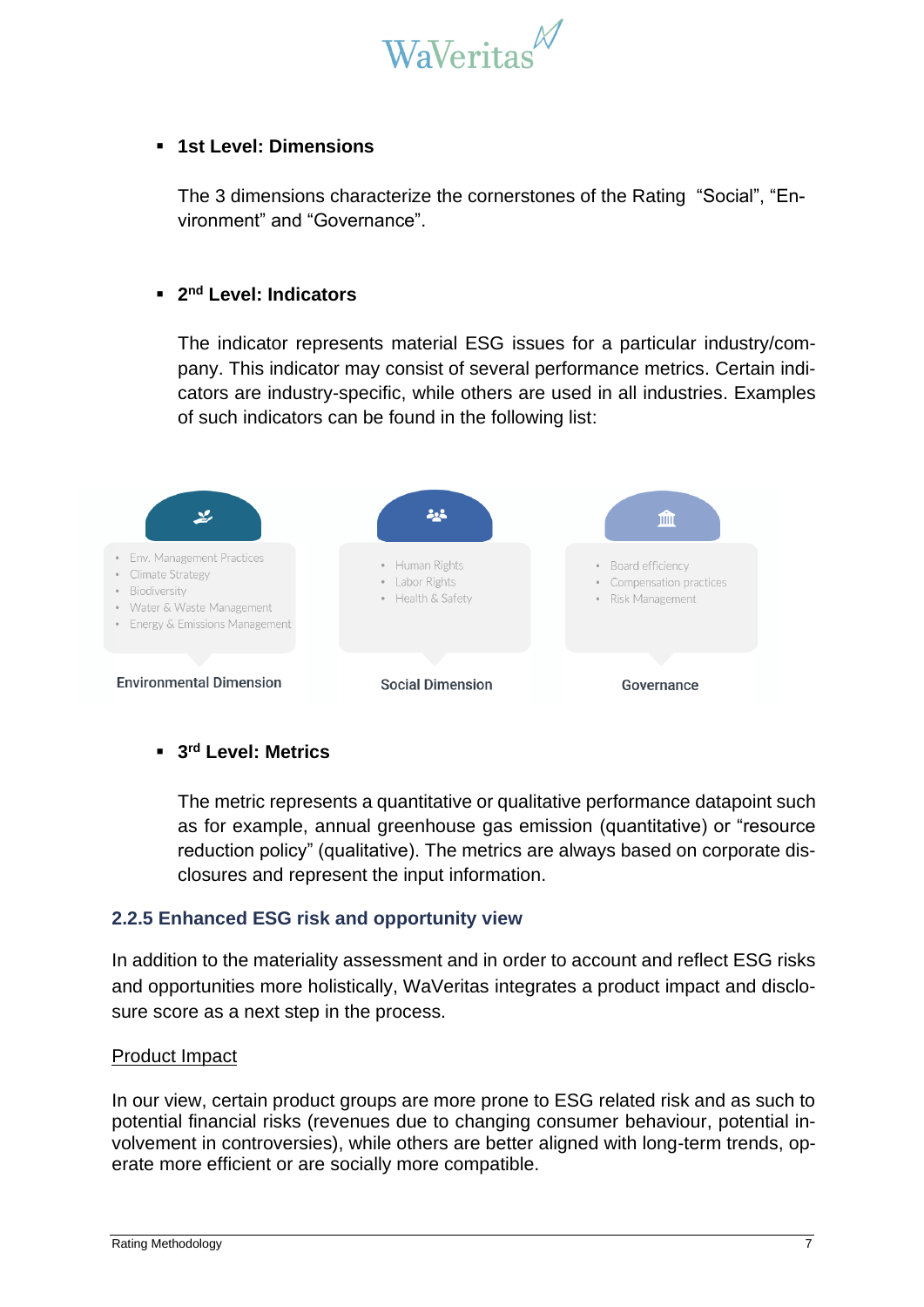- **1st Level: Dimensions**

  The 3 dimensions characterize the cornerstones of the Rating "Social", "Environment" and "Governance".

- **2nd Level: Indicators**

  The indicator represents material ESG issues for a particular industry/company. This indicator may consist of several performance metrics. Certain indicators are industry-specific, while others are used in all industries. Examples of such indicators can be found in the following list:

**Environmental Dimension**

- Env. Management Practices
- Climate Strategy
- Biodiversity
- Water & Waste Management
- Energy & Emissions Management

**Social Dimension**

- Human Rights
- Labor Rights
- Health & Safety

**Governance**

- Board efficiency
- Compensation practices
- Risk Management

- **3rd Level: Metrics**

  The metric represents a quantitative or qualitative performance datapoint such as for example, annual greenhouse gas emission (quantitative) or "resource reduction policy" (qualitative). The metrics are always based on corporate disclosures and represent the input information.

### 2.2.5 Enhanced ESG risk and opportunity view

In addition to the materiality assessment and in order to account and reflect ESG risks and opportunities more holistically, WaVeritas integrates a product impact and disclosure score as a next step in the process.

<u>Product Impact</u>

In our view, certain product groups are more prone to ESG related risk and as such to potential financial risks (revenues due to changing consumer behaviour, potential involvement in controversies), while others are better aligned with long-term trends, operate more efficient or are socially more compatible.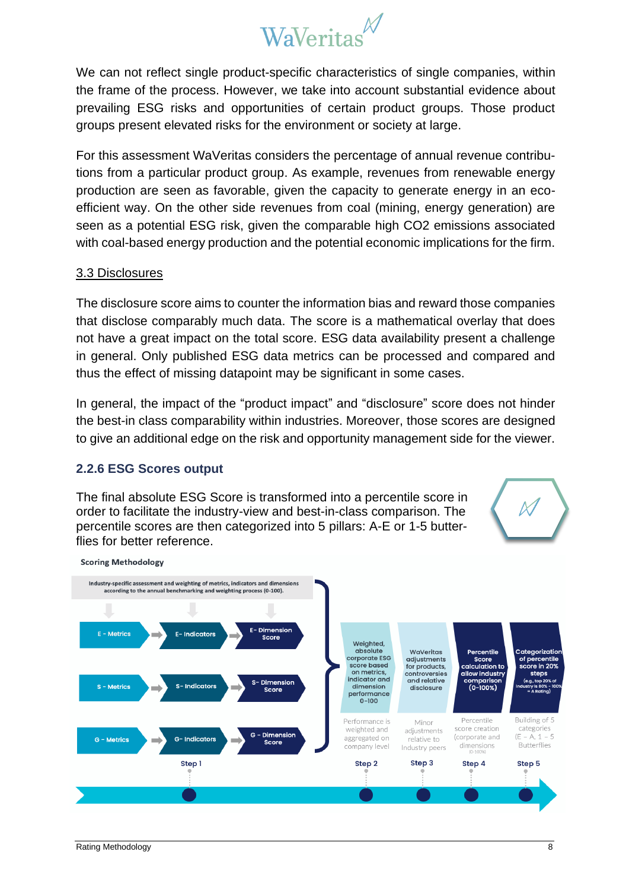We can not reflect single product-specific characteristics of single companies, within the frame of the process. However, we take into account substantial evidence about prevailing ESG risks and opportunities of certain product groups. Those product groups present elevated risks for the environment or society at large.

For this assessment WaVeritas considers the percentage of annual revenue contributions from a particular product group. As example, revenues from renewable energy production are seen as favorable, given the capacity to generate energy in an eco-efficient way. On the other side revenues from coal (mining, energy generation) are seen as a potential ESG risk, given the comparable high $CO_2$ emissions associated with coal-based energy production and the potential economic implications for the firm.

### 3.3 Disclosures

The disclosure score aims to counter the information bias and reward those companies that disclose comparably much data. The score is a mathematical overlay that does not have a great impact on the total score. ESG data availability present a challenge in general. Only published ESG data metrics can be processed and compared and thus the effect of missing datapoint may be significant in some cases.

In general, the impact of the “product impact” and “disclosure” score does not hinder the best-in class comparability within industries. Moreover, those scores are designed to give an additional edge on the risk and opportunity management side for the viewer.

## 2.2.6 ESG Scores output

The final absolute ESG Score is transformed into a percentile score in order to facilitate the industry-view and best-in-class comparison. The percentile scores are then categorized into 5 pillars: A-E or 1-5 butterflies for better reference.

**Scoring Methodology**

Industry-specific assessment and weighting of metrics, indicators and dimensions according to the annual benchmarking and weighting process (0-100).

- E - Metrics → E- Indicators → E- Dimension Score
- S - Metrics → S- Indicators → S- Dimension Score
- G - Metrics → G- Indicators → G- Dimension Score

| Step 1 | Step 2 | Step 3 | Step 4 | Step 5 |
| --- | --- | --- | --- | --- |
| Metrics → Indicators → Dimension Score | Weighted, absolute corporate ESG score based on metrics, indicator and dimension performance 0-100 | WaVeritas adjustments for products, controversies and relative disclosure | Percentile Score calculation to allow industry comparison (0-100%) | Categorization of percentile score in 20% steps (e.g., top 20% of industry is 80% - 100% = A Rating) |
| | Performance is weighted and aggregated on company level | Minor adjustments relative to Industry peers | Percentile score creation (corporate and dimensions (0-100%)) | Building of 5 categories (E – A, 1 – 5 Butterflies |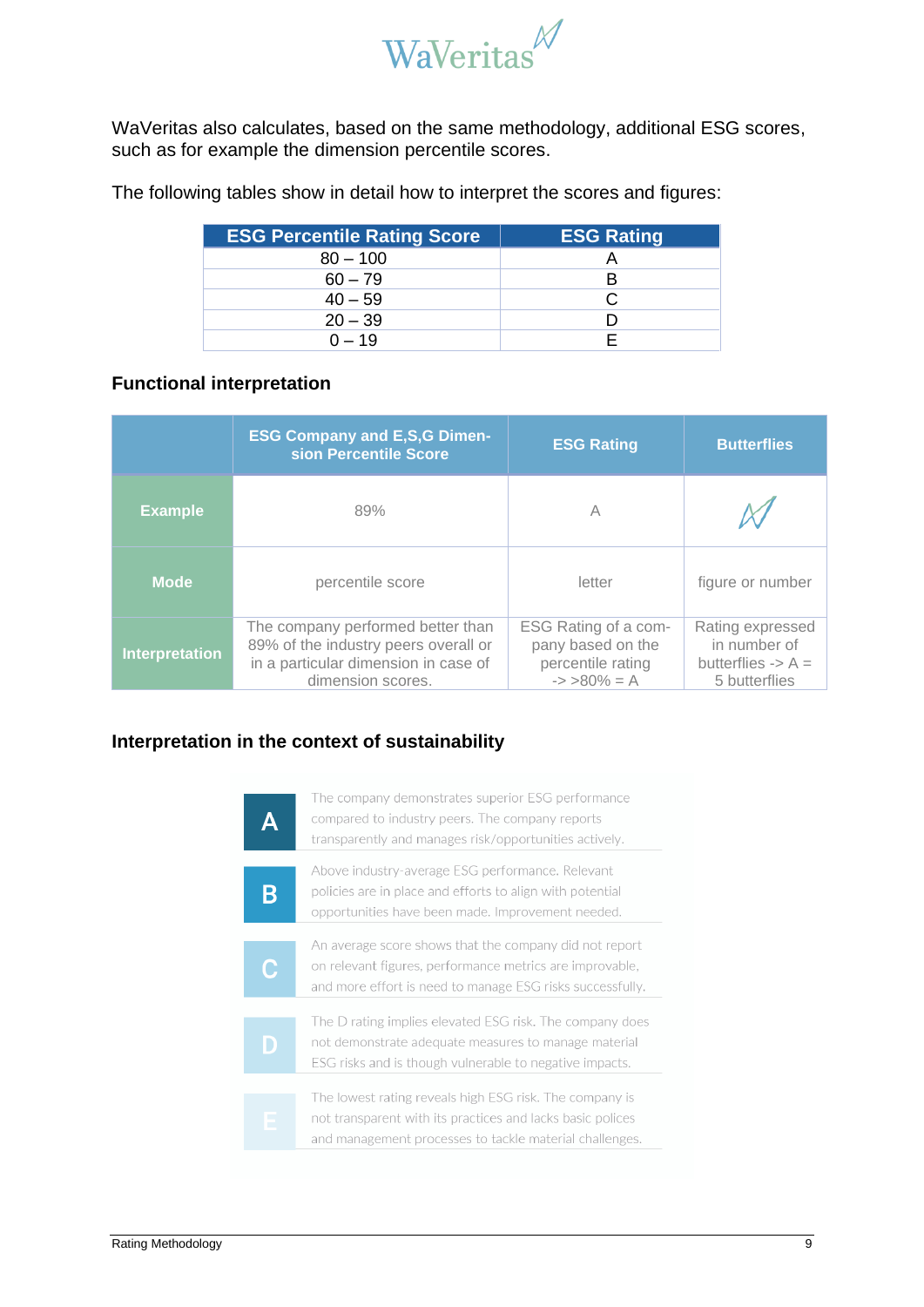WaVeritas also calculates, based on the same methodology, additional ESG scores, such as for example the dimension percentile scores.

The following tables show in detail how to interpret the scores and figures:

| ESG Percentile Rating Score | ESG Rating |
|---|---|
| 80 – 100 | A |
| 60 – 79 | B |
| 40 – 59 | C |
| 20 – 39 | D |
| 0 – 19 | E |

### Functional interpretation

| | ESG Company and E,S,G Dimension Percentile Score | ESG Rating | Butterflies |
|---|---|---|---|
| **Example** | 89% | A | |
| **Mode** | percentile score | letter | figure or number |
| **Interpretation** | The company performed better than 89% of the industry peers overall or in a particular dimension in case of dimension scores. | ESG Rating of a company based on the percentile rating -> >80% = A | Rating expressed in number of butterflies -> A = 5 butterflies |

### Interpretation in the context of sustainability

| | |
|---|---|
| **A** | The company demonstrates superior ESG performance compared to industry peers. The company reports transparently and manages risk/opportunities actively. |
| **B** | Above industry-average ESG performance. Relevant policies are in place and efforts to align with potential opportunities have been made. Improvement needed. |
| **C** | An average score shows that the company did not report on relevant figures, performance metrics are improvable, and more effort is need to manage ESG risks successfully. |
| **D** | The D rating implies elevated ESG risk. The company does not demonstrate adequate measures to manage material ESG risks and is though vulnerable to negative impacts. |
| **E** | The lowest rating reveals high ESG risk. The company is not transparent with its practices and lacks basic polices and management processes to tackle material challenges. |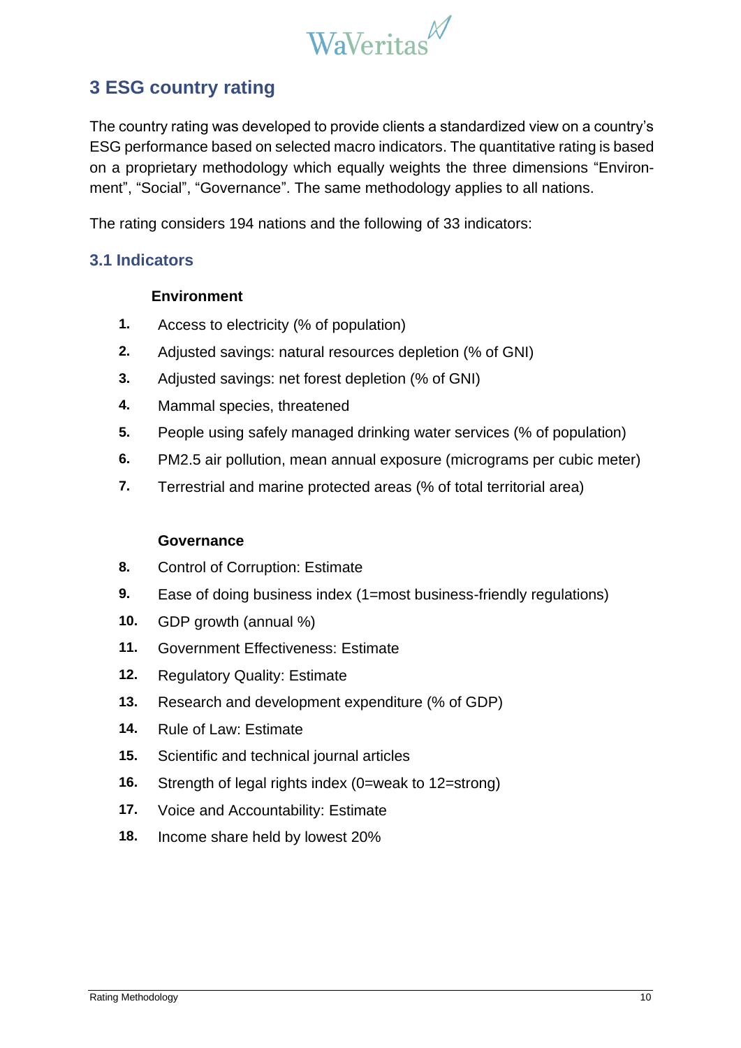## 3 ESG country rating

The country rating was developed to provide clients a standardized view on a country's ESG performance based on selected macro indicators. The quantitative rating is based on a proprietary methodology which equally weights the three dimensions "Environment", "Social", "Governance". The same methodology applies to all nations.

The rating considers 194 nations and the following of 33 indicators:

### 3.1 Indicators

**Environment**

1. Access to electricity (% of population)
2. Adjusted savings: natural resources depletion (% of GNI)
3. Adjusted savings: net forest depletion (% of GNI)
4. Mammal species, threatened
5. People using safely managed drinking water services (% of population)
6. PM2.5 air pollution, mean annual exposure (micrograms per cubic meter)
7. Terrestrial and marine protected areas (% of total territorial area)

**Governance**

8. Control of Corruption: Estimate
9. Ease of doing business index (1=most business-friendly regulations)
10. GDP growth (annual %)
11. Government Effectiveness: Estimate
12. Regulatory Quality: Estimate
13. Research and development expenditure (% of GDP)
14. Rule of Law: Estimate
15. Scientific and technical journal articles
16. Strength of legal rights index (0=weak to 12=strong)
17. Voice and Accountability: Estimate
18. Income share held by lowest 20%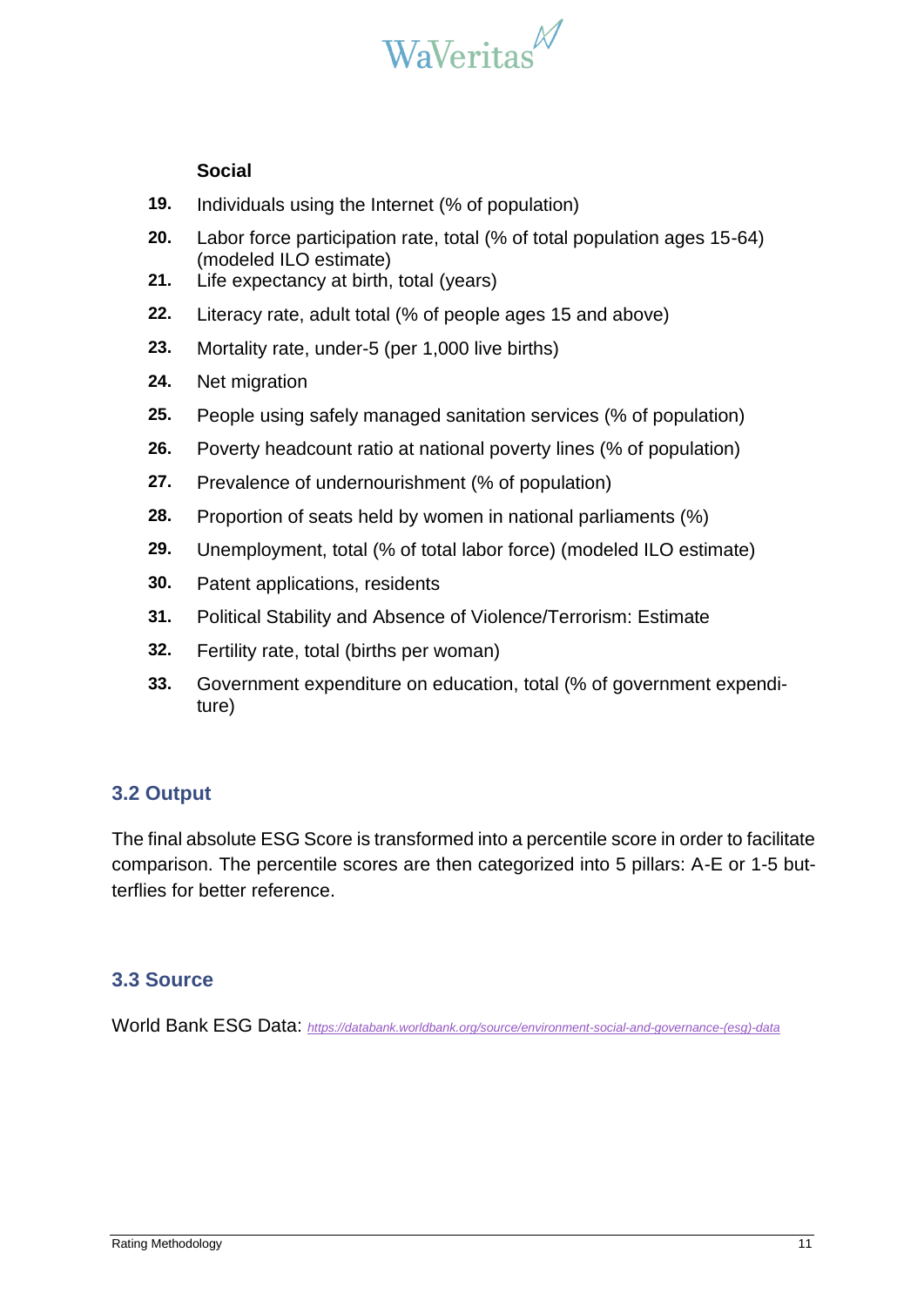**Social**

19. Individuals using the Internet (% of population)
20. Labor force participation rate, total (% of total population ages 15-64) (modeled ILO estimate)
21. Life expectancy at birth, total (years)
22. Literacy rate, adult total (% of people ages 15 and above)
23. Mortality rate, under-5 (per 1,000 live births)
24. Net migration
25. People using safely managed sanitation services (% of population)
26. Poverty headcount ratio at national poverty lines (% of population)
27. Prevalence of undernourishment (% of population)
28. Proportion of seats held by women in national parliaments (%)
29. Unemployment, total (% of total labor force) (modeled ILO estimate)
30. Patent applications, residents
31. Political Stability and Absence of Violence/Terrorism: Estimate
32. Fertility rate, total (births per woman)
33. Government expenditure on education, total (% of government expenditure)

## 3.2 Output

The final absolute ESG Score is transformed into a percentile score in order to facilitate comparison. The percentile scores are then categorized into 5 pillars: A-E or 1-5 butterflies for better reference.

## 3.3 Source

World Bank ESG Data: *https://databank.worldbank.org/source/environment-social-and-governance-(esg)-data*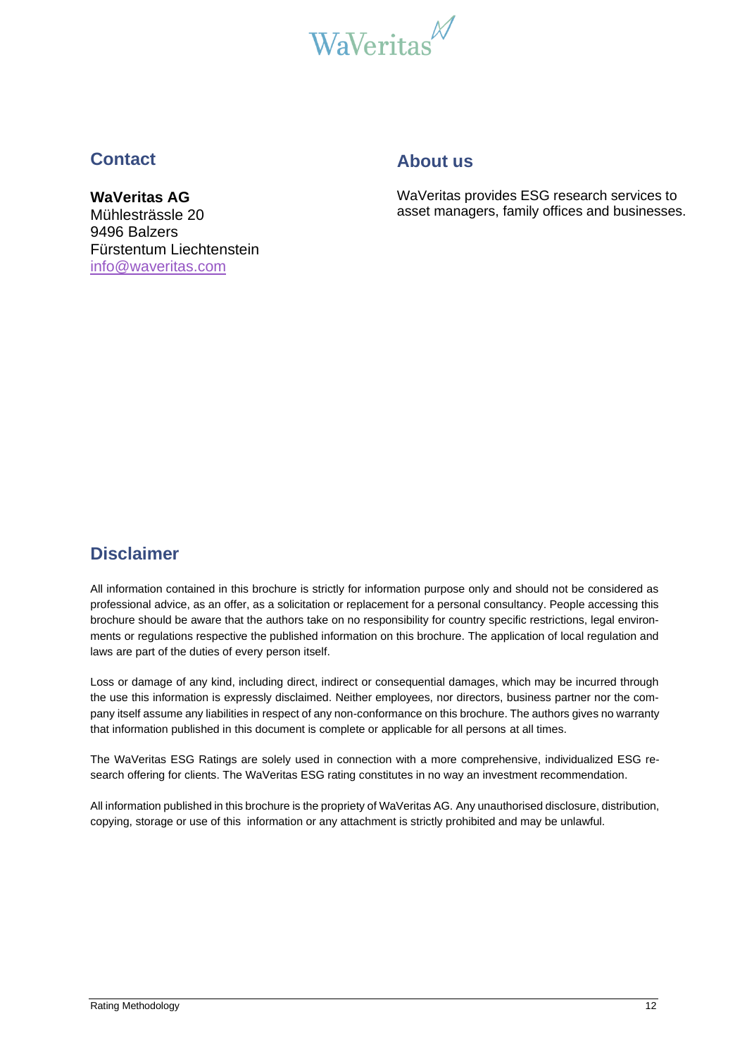WaVeritas

## Contact

**WaVeritas AG**
Mühlesträssle 20
9496 Balzers
Fürstentum Liechtenstein
info@waveritas.com

## About us

WaVeritas provides ESG research services to asset managers, family offices and businesses.

## Disclaimer

All information contained in this brochure is strictly for information purpose only and should not be considered as professional advice, as an offer, as a solicitation or replacement for a personal consultancy. People accessing this brochure should be aware that the authors take on no responsibility for country specific restrictions, legal environments or regulations respective the published information on this brochure. The application of local regulation and laws are part of the duties of every person itself.

Loss or damage of any kind, including direct, indirect or consequential damages, which may be incurred through the use this information is expressly disclaimed. Neither employees, nor directors, business partner nor the company itself assume any liabilities in respect of any non-conformance on this brochure. The authors gives no warranty that information published in this document is complete or applicable for all persons at all times.

The WaVeritas ESG Ratings are solely used in connection with a more comprehensive, individualized ESG research offering for clients. The WaVeritas ESG rating constitutes in no way an investment recommendation.

All information published in this brochure is the propriety of WaVeritas AG. Any unauthorised disclosure, distribution, copying, storage or use of this information or any attachment is strictly prohibited and may be unlawful.